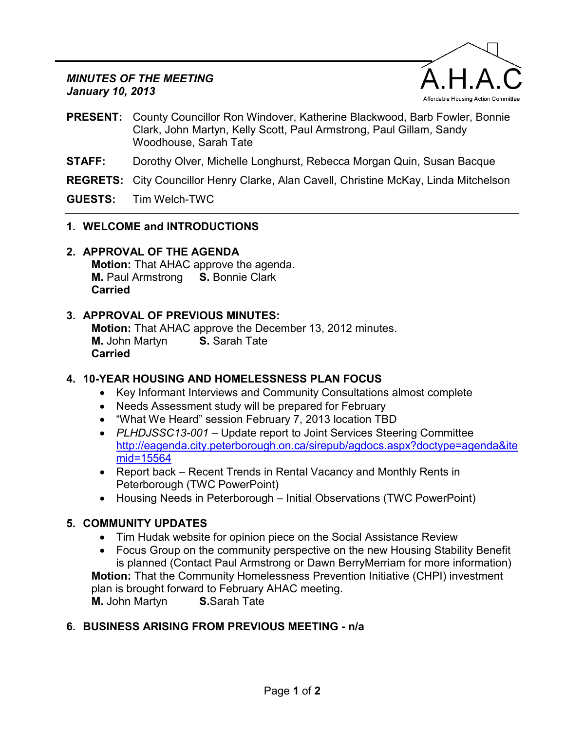***MINUTES OF THE MEETING***
***January 10, 2013***

A.H.A.C
Affordable Housing Action Committee

**PRESENT:** County Councillor Ron Windover, Katherine Blackwood, Barb Fowler, Bonnie Clark, John Martyn, Kelly Scott, Paul Armstrong, Paul Gillam, Sandy Woodhouse, Sarah Tate

**STAFF:** Dorothy Olver, Michelle Longhurst, Rebecca Morgan Quin, Susan Bacque

**REGRETS:** City Councillor Henry Clarke, Alan Cavell, Christine McKay, Linda Mitchelson

**GUESTS:** Tim Welch-TWC

---

## 1. WELCOME and INTRODUCTIONS

## 2. APPROVAL OF THE AGENDA

**Motion:** That AHAC approve the agenda.
**M.** Paul Armstrong **S.** Bonnie Clark
**Carried**

## 3. APPROVAL OF PREVIOUS MINUTES:

**Motion:** That AHAC approve the December 13, 2012 minutes.
**M.** John Martyn **S.** Sarah Tate
**Carried**

## 4. 10-YEAR HOUSING AND HOMELESSNESS PLAN FOCUS

- Key Informant Interviews and Community Consultations almost complete
- Needs Assessment study will be prepared for February
- "What We Heard" session February 7, 2013 location TBD
- *PLHDJSSC13-001* – Update report to Joint Services Steering Committee http://eagenda.city.peterborough.on.ca/sirepub/agdocs.aspx?doctype=agenda&itemid=15564
- Report back – Recent Trends in Rental Vacancy and Monthly Rents in Peterborough (TWC PowerPoint)
- Housing Needs in Peterborough – Initial Observations (TWC PowerPoint)

## 5. COMMUNITY UPDATES

- Tim Hudak website for opinion piece on the Social Assistance Review
- Focus Group on the community perspective on the new Housing Stability Benefit is planned (Contact Paul Armstrong or Dawn BerryMerriam for more information)

**Motion:** That the Community Homelessness Prevention Initiative (CHPI) investment plan is brought forward to February AHAC meeting.
**M.** John Martyn **S.**Sarah Tate

## 6. BUSINESS ARISING FROM PREVIOUS MEETING - n/a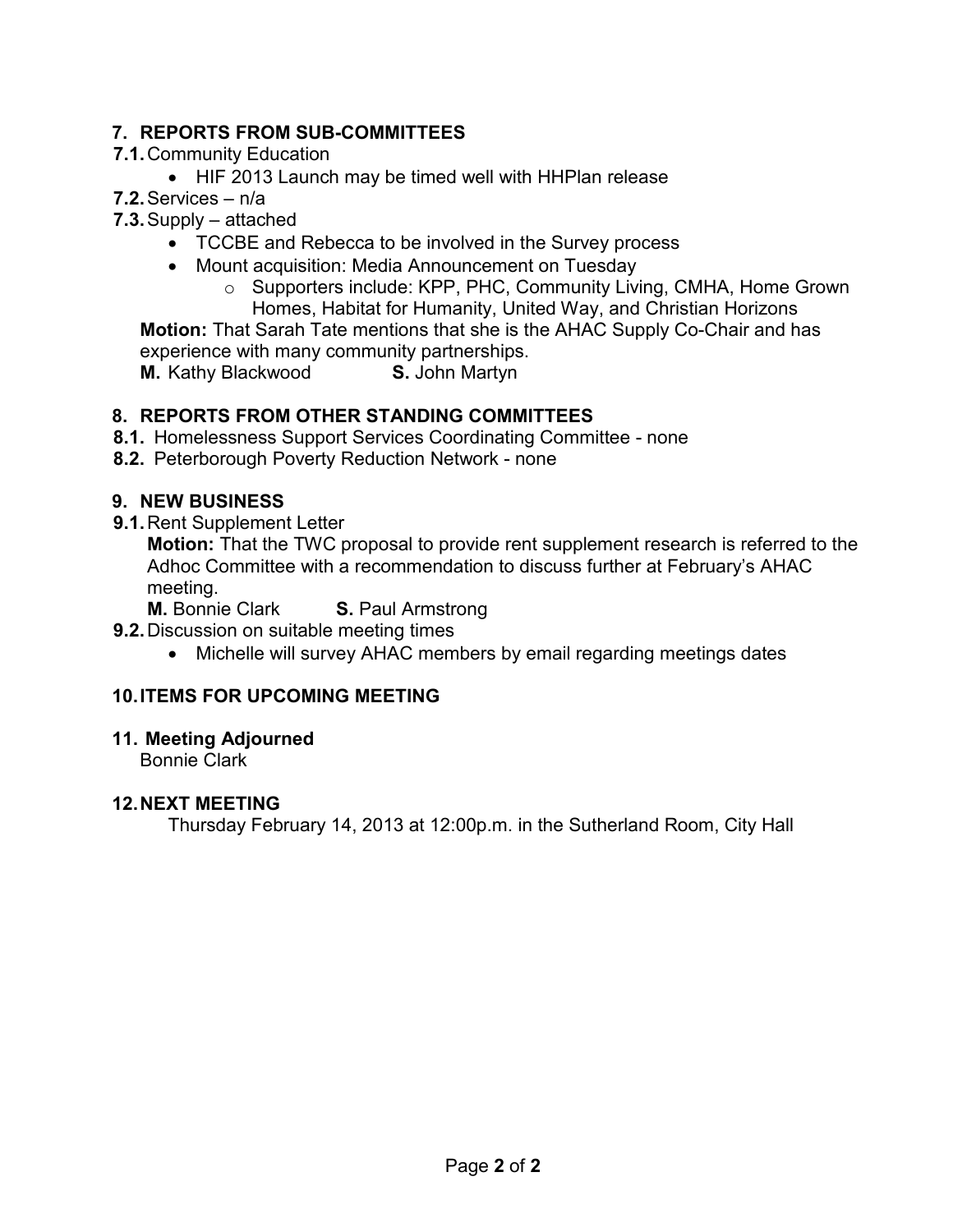## 7. REPORTS FROM SUB-COMMITTEES

**7.1.** Community Education

- HIF 2013 Launch may be timed well with HHPlan release

**7.2.** Services – n/a

**7.3.** Supply – attached

- TCCBE and Rebecca to be involved in the Survey process
- Mount acquisition: Media Announcement on Tuesday
  - Supporters include: KPP, PHC, Community Living, CMHA, Home Grown Homes, Habitat for Humanity, United Way, and Christian Horizons

**Motion:** That Sarah Tate mentions that she is the AHAC Supply Co-Chair and has experience with many community partnerships.

**M.** Kathy Blackwood **S.** John Martyn

## 8. REPORTS FROM OTHER STANDING COMMITTEES

**8.1.** Homelessness Support Services Coordinating Committee - none

**8.2.** Peterborough Poverty Reduction Network - none

## 9. NEW BUSINESS

**9.1.** Rent Supplement Letter

**Motion:** That the TWC proposal to provide rent supplement research is referred to the Adhoc Committee with a recommendation to discuss further at February's AHAC meeting.

**M.** Bonnie Clark **S.** Paul Armstrong

**9.2.** Discussion on suitable meeting times

- Michelle will survey AHAC members by email regarding meetings dates

## 10. ITEMS FOR UPCOMING MEETING

## 11. Meeting Adjourned

Bonnie Clark

## 12. NEXT MEETING

Thursday February 14, 2013 at 12:00p.m. in the Sutherland Room, City Hall